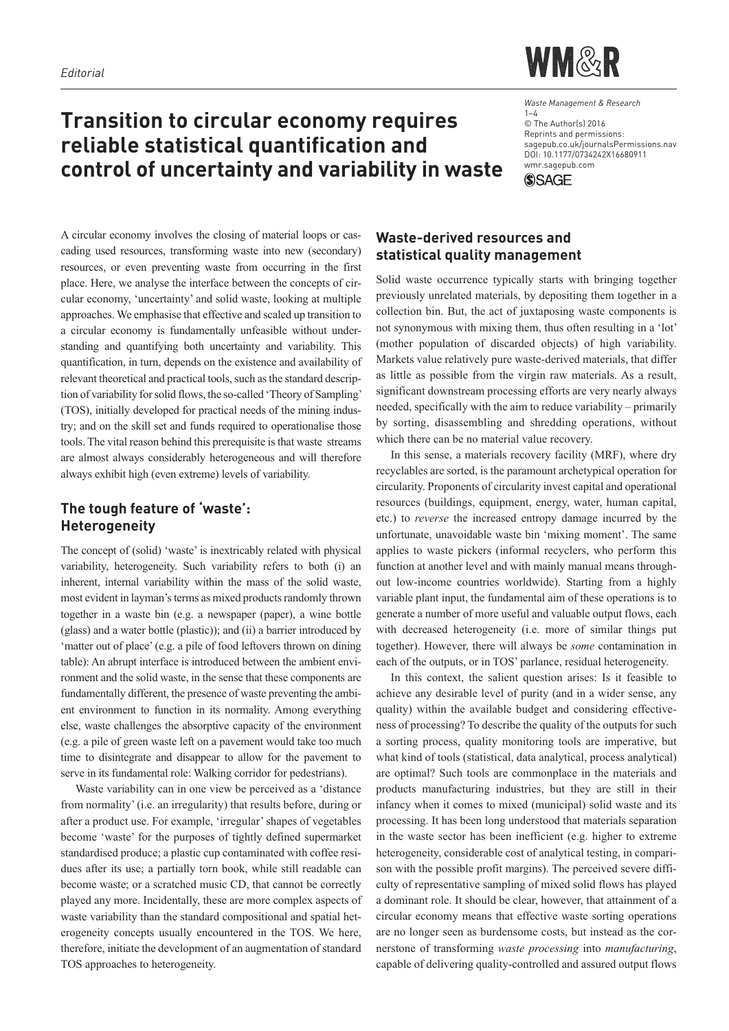*Editorial*

# Transition to circular economy requires reliable statistical quantification and control of uncertainty and variability in waste

Waste Management & Research
1–4
© The Author(s) 2016
Reprints and permissions:
sagepub.co.uk/journalsPermissions.nav
DOI: 10.1177/0734242X16680911
wmr.sagepub.com

A circular economy involves the closing of material loops or cascading used resources, transforming waste into new (secondary) resources, or even preventing waste from occurring in the first place. Here, we analyse the interface between the concepts of circular economy, 'uncertainty' and solid waste, looking at multiple approaches. We emphasise that effective and scaled up transition to a circular economy is fundamentally unfeasible without understanding and quantifying both uncertainty and variability. This quantification, in turn, depends on the existence and availability of relevant theoretical and practical tools, such as the standard description of variability for solid flows, the so-called 'Theory of Sampling' (TOS), initially developed for practical needs of the mining industry; and on the skill set and funds required to operationalise those tools. The vital reason behind this prerequisite is that waste streams are almost always considerably heterogeneous and will therefore always exhibit high (even extreme) levels of variability.

## The tough feature of 'waste': Heterogeneity

The concept of (solid) 'waste' is inextricably related with physical variability, heterogeneity. Such variability refers to both (i) an inherent, internal variability within the mass of the solid waste, most evident in layman's terms as mixed products randomly thrown together in a waste bin (e.g. a newspaper (paper), a wine bottle (glass) and a water bottle (plastic)); and (ii) a barrier introduced by 'matter out of place' (e.g. a pile of food leftovers thrown on dining table): An abrupt interface is introduced between the ambient environment and the solid waste, in the sense that these components are fundamentally different, the presence of waste preventing the ambient environment to function in its normality. Among everything else, waste challenges the absorptive capacity of the environment (e.g. a pile of green waste left on a pavement would take too much time to disintegrate and disappear to allow for the pavement to serve in its fundamental role: Walking corridor for pedestrians).

Waste variability can in one view be perceived as a 'distance from normality' (i.e. an irregularity) that results before, during or after a product use. For example, 'irregular' shapes of vegetables become 'waste' for the purposes of tightly defined supermarket standardised produce; a plastic cup contaminated with coffee residues after its use; a partially torn book, while still readable can become waste; or a scratched music CD, that cannot be correctly played any more. Incidentally, these are more complex aspects of waste variability than the standard compositional and spatial heterogeneity concepts usually encountered in the TOS. We here, therefore, initiate the development of an augmentation of standard TOS approaches to heterogeneity.

## Waste-derived resources and statistical quality management

Solid waste occurrence typically starts with bringing together previously unrelated materials, by depositing them together in a collection bin. But, the act of juxtaposing waste components is not synonymous with mixing them, thus often resulting in a 'lot' (mother population of discarded objects) of high variability. Markets value relatively pure waste-derived materials, that differ as little as possible from the virgin raw materials. As a result, significant downstream processing efforts are very nearly always needed, specifically with the aim to reduce variability – primarily by sorting, disassembling and shredding operations, without which there can be no material value recovery.

In this sense, a materials recovery facility (MRF), where dry recyclables are sorted, is the paramount archetypical operation for circularity. Proponents of circularity invest capital and operational resources (buildings, equipment, energy, water, human capital, etc.) to *reverse* the increased entropy damage incurred by the unfortunate, unavoidable waste bin 'mixing moment'. The same applies to waste pickers (informal recyclers, who perform this function at another level and with mainly manual means throughout low-income countries worldwide). Starting from a highly variable plant input, the fundamental aim of these operations is to generate a number of more useful and valuable output flows, each with decreased heterogeneity (i.e. more of similar things put together). However, there will always be *some* contamination in each of the outputs, or in TOS' parlance, residual heterogeneity.

In this context, the salient question arises: Is it feasible to achieve any desirable level of purity (and in a wider sense, any quality) within the available budget and considering effectiveness of processing? To describe the quality of the outputs for such a sorting process, quality monitoring tools are imperative, but what kind of tools (statistical, data analytical, process analytical) are optimal? Such tools are commonplace in the materials and products manufacturing industries, but they are still in their infancy when it comes to mixed (municipal) solid waste and its processing. It has been long understood that materials separation in the waste sector has been inefficient (e.g. higher to extreme heterogeneity, considerable cost of analytical testing, in comparison with the possible profit margins). The perceived severe difficulty of representative sampling of mixed solid flows has played a dominant role. It should be clear, however, that attainment of a circular economy means that effective waste sorting operations are no longer seen as burdensome costs, but instead as the cornerstone of transforming *waste processing* into *manufacturing*, capable of delivering quality-controlled and assured output flows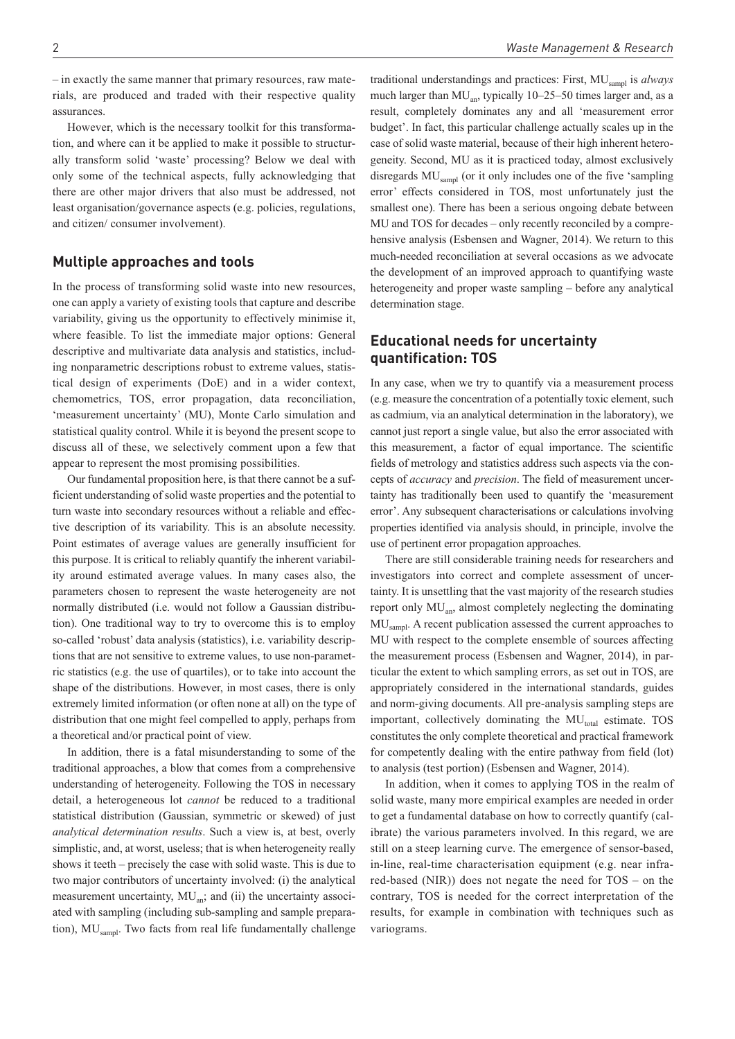– in exactly the same manner that primary resources, raw materials, are produced and traded with their respective quality assurances.

However, which is the necessary toolkit for this transformation, and where can it be applied to make it possible to structurally transform solid 'waste' processing? Below we deal with only some of the technical aspects, fully acknowledging that there are other major drivers that also must be addressed, not least organisation/governance aspects (e.g. policies, regulations, and citizen/ consumer involvement).

## Multiple approaches and tools

In the process of transforming solid waste into new resources, one can apply a variety of existing tools that capture and describe variability, giving us the opportunity to effectively minimise it, where feasible. To list the immediate major options: General descriptive and multivariate data analysis and statistics, including nonparametric descriptions robust to extreme values, statistical design of experiments (DoE) and in a wider context, chemometrics, TOS, error propagation, data reconciliation, 'measurement uncertainty' (MU), Monte Carlo simulation and statistical quality control. While it is beyond the present scope to discuss all of these, we selectively comment upon a few that appear to represent the most promising possibilities.

Our fundamental proposition here, is that there cannot be a sufficient understanding of solid waste properties and the potential to turn waste into secondary resources without a reliable and effective description of its variability. This is an absolute necessity. Point estimates of average values are generally insufficient for this purpose. It is critical to reliably quantify the inherent variability around estimated average values. In many cases also, the parameters chosen to represent the waste heterogeneity are not normally distributed (i.e. would not follow a Gaussian distribution). One traditional way to try to overcome this is to employ so-called 'robust' data analysis (statistics), i.e. variability descriptions that are not sensitive to extreme values, to use non-parametric statistics (e.g. the use of quartiles), or to take into account the shape of the distributions. However, in most cases, there is only extremely limited information (or often none at all) on the type of distribution that one might feel compelled to apply, perhaps from a theoretical and/or practical point of view.

In addition, there is a fatal misunderstanding to some of the traditional approaches, a blow that comes from a comprehensive understanding of heterogeneity. Following the TOS in necessary detail, a heterogeneous lot *cannot* be reduced to a traditional statistical distribution (Gaussian, symmetric or skewed) of just *analytical determination results*. Such a view is, at best, overly simplistic, and, at worst, useless; that is when heterogeneity really shows it teeth – precisely the case with solid waste. This is due to two major contributors of uncertainty involved: (i) the analytical measurement uncertainty, $MU_{an}$; and (ii) the uncertainty associated with sampling (including sub-sampling and sample preparation), $MU_{sampl}$. Two facts from real life fundamentally challenge traditional understandings and practices: First, $MU_{sampl}$ is *always* much larger than $MU_{an}$, typically 10–25–50 times larger and, as a result, completely dominates any and all 'measurement error budget'. In fact, this particular challenge actually scales up in the case of solid waste material, because of their high inherent heterogeneity. Second, MU as it is practiced today, almost exclusively disregards $MU_{sampl}$ (or it only includes one of the five 'sampling error' effects considered in TOS, most unfortunately just the smallest one). There has been a serious ongoing debate between MU and TOS for decades – only recently reconciled by a comprehensive analysis (Esbensen and Wagner, 2014). We return to this much-needed reconciliation at several occasions as we advocate the development of an improved approach to quantifying waste heterogeneity and proper waste sampling – before any analytical determination stage.

## Educational needs for uncertainty quantification: TOS

In any case, when we try to quantify via a measurement process (e.g. measure the concentration of a potentially toxic element, such as cadmium, via an analytical determination in the laboratory), we cannot just report a single value, but also the error associated with this measurement, a factor of equal importance. The scientific fields of metrology and statistics address such aspects via the concepts of *accuracy* and *precision*. The field of measurement uncertainty has traditionally been used to quantify the 'measurement error'. Any subsequent characterisations or calculations involving properties identified via analysis should, in principle, involve the use of pertinent error propagation approaches.

There are still considerable training needs for researchers and investigators into correct and complete assessment of uncertainty. It is unsettling that the vast majority of the research studies report only $MU_{an}$, almost completely neglecting the dominating $MU_{sampl}$. A recent publication assessed the current approaches to MU with respect to the complete ensemble of sources affecting the measurement process (Esbensen and Wagner, 2014), in particular the extent to which sampling errors, as set out in TOS, are appropriately considered in the international standards, guides and norm-giving documents. All pre-analysis sampling steps are important, collectively dominating the $MU_{total}$ estimate. TOS constitutes the only complete theoretical and practical framework for competently dealing with the entire pathway from field (lot) to analysis (test portion) (Esbensen and Wagner, 2014).

In addition, when it comes to applying TOS in the realm of solid waste, many more empirical examples are needed in order to get a fundamental database on how to correctly quantify (calibrate) the various parameters involved. In this regard, we are still on a steep learning curve. The emergence of sensor-based, in-line, real-time characterisation equipment (e.g. near infrared-based (NIR)) does not negate the need for TOS – on the contrary, TOS is needed for the correct interpretation of the results, for example in combination with techniques such as variograms.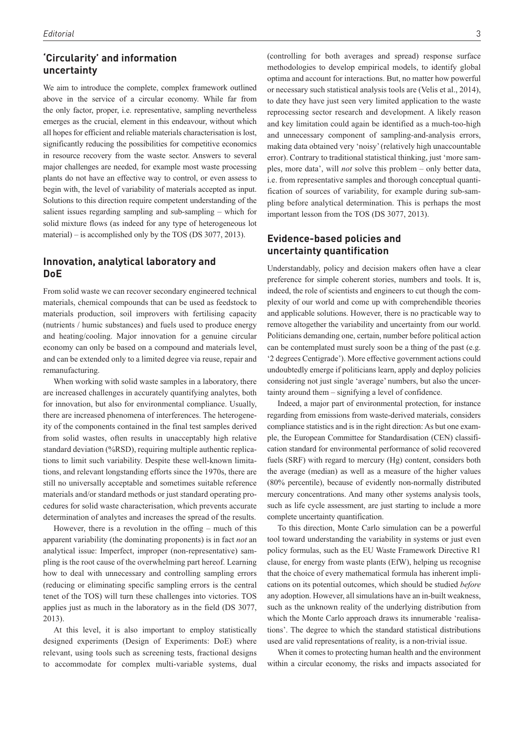## 'Circularity' and information uncertainty

We aim to introduce the complete, complex framework outlined above in the service of a circular economy. While far from the only factor, proper, i.e. representative, sampling nevertheless emerges as the crucial, element in this endeavour, without which all hopes for efficient and reliable materials characterisation is lost, significantly reducing the possibilities for competitive economics in resource recovery from the waste sector. Answers to several major challenges are needed, for example most waste processing plants do not have an effective way to control, or even assess to begin with, the level of variability of materials accepted as input. Solutions to this direction require competent understanding of the salient issues regarding sampling and sub-sampling – which for solid mixture flows (as indeed for any type of heterogeneous lot material) – is accomplished only by the TOS (DS 3077, 2013).

## Innovation, analytical laboratory and DoE

From solid waste we can recover secondary engineered technical materials, chemical compounds that can be used as feedstock to materials production, soil improvers with fertilising capacity (nutrients / humic substances) and fuels used to produce energy and heating/cooling. Major innovation for a genuine circular economy can only be based on a compound and materials level, and can be extended only to a limited degree via reuse, repair and remanufacturing.

When working with solid waste samples in a laboratory, there are increased challenges in accurately quantifying analytes, both for innovation, but also for environmental compliance. Usually, there are increased phenomena of interferences. The heterogeneity of the components contained in the final test samples derived from solid wastes, often results in unacceptably high relative standard deviation (%RSD), requiring multiple authentic replications to limit such variability. Despite these well-known limitations, and relevant longstanding efforts since the 1970s, there are still no universally acceptable and sometimes suitable reference materials and/or standard methods or just standard operating procedures for solid waste characterisation, which prevents accurate determination of analytes and increases the spread of the results.

However, there is a revolution in the offing – much of this apparent variability (the dominating proponents) is in fact *not* an analytical issue: Imperfect, improper (non-representative) sampling is the root cause of the overwhelming part hereof. Learning how to deal with unnecessary and controlling sampling errors (reducing or eliminating specific sampling errors is the central tenet of the TOS) will turn these challenges into victories. TOS applies just as much in the laboratory as in the field (DS 3077, 2013).

At this level, it is also important to employ statistically designed experiments (Design of Experiments: DoE) where relevant, using tools such as screening tests, fractional designs to accommodate for complex multi-variable systems, dual (controlling for both averages and spread) response surface methodologies to develop empirical models, to identify global optima and account for interactions. But, no matter how powerful or necessary such statistical analysis tools are (Velis et al., 2014), to date they have just seen very limited application to the waste reprocessing sector research and development. A likely reason and key limitation could again be identified as a much-too-high and unnecessary component of sampling-and-analysis errors, making data obtained very 'noisy' (relatively high unaccountable error). Contrary to traditional statistical thinking, just 'more samples, more data', will *not* solve this problem – only better data, i.e. from representative samples and thorough conceptual quantification of sources of variability, for example during sub-sampling before analytical determination. This is perhaps the most important lesson from the TOS (DS 3077, 2013).

## Evidence-based policies and uncertainty quantification

Understandably, policy and decision makers often have a clear preference for simple coherent stories, numbers and tools. It is, indeed, the role of scientists and engineers to cut though the complexity of our world and come up with comprehendible theories and applicable solutions. However, there is no practicable way to remove altogether the variability and uncertainty from our world. Politicians demanding one, certain, number before political action can be contemplated must surely soon be a thing of the past (e.g. '2 degrees Centigrade'). More effective government actions could undoubtedly emerge if politicians learn, apply and deploy policies considering not just single 'average' numbers, but also the uncertainty around them – signifying a level of confidence.

Indeed, a major part of environmental protection, for instance regarding from emissions from waste-derived materials, considers compliance statistics and is in the right direction: As but one example, the European Committee for Standardisation (CEN) classification standard for environmental performance of solid recovered fuels (SRF) with regard to mercury (Hg) content, considers both the average (median) as well as a measure of the higher values (80% percentile), because of evidently non-normally distributed mercury concentrations. And many other systems analysis tools, such as life cycle assessment, are just starting to include a more complete uncertainty quantification.

To this direction, Monte Carlo simulation can be a powerful tool toward understanding the variability in systems or just even policy formulas, such as the EU Waste Framework Directive R1 clause, for energy from waste plants (EfW), helping us recognise that the choice of every mathematical formula has inherent implications on its potential outcomes, which should be studied *before* any adoption. However, all simulations have an in-built weakness, such as the unknown reality of the underlying distribution from which the Monte Carlo approach draws its innumerable 'realisations'. The degree to which the standard statistical distributions used are valid representations of reality, is a non-trivial issue.

When it comes to protecting human health and the environment within a circular economy, the risks and impacts associated for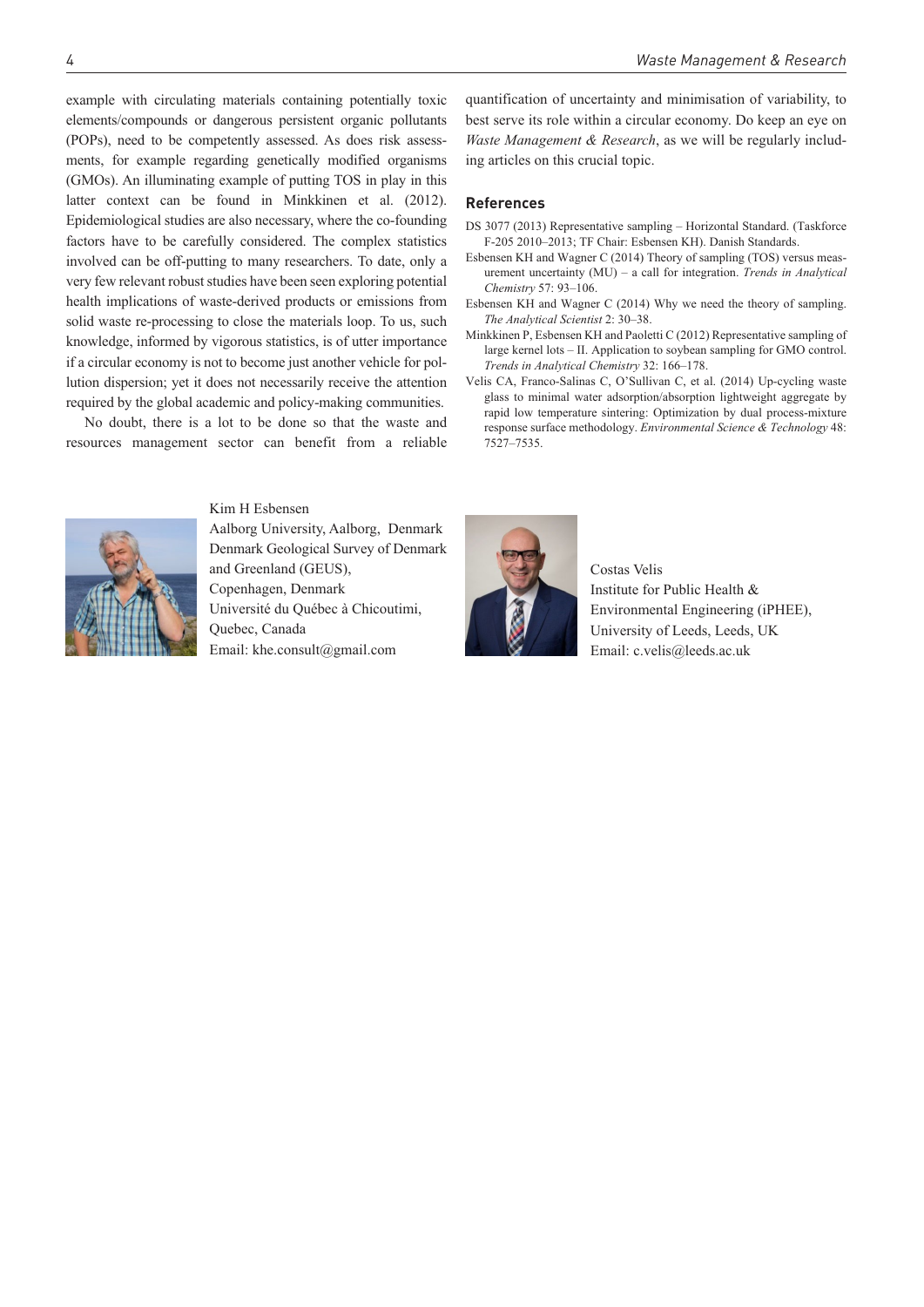example with circulating materials containing potentially toxic elements/compounds or dangerous persistent organic pollutants (POPs), need to be competently assessed. As does risk assessments, for example regarding genetically modified organisms (GMOs). An illuminating example of putting TOS in play in this latter context can be found in Minkkinen et al. (2012). Epidemiological studies are also necessary, where the co-founding factors have to be carefully considered. The complex statistics involved can be off-putting to many researchers. To date, only a very few relevant robust studies have been seen exploring potential health implications of waste-derived products or emissions from solid waste re-processing to close the materials loop. To us, such knowledge, informed by vigorous statistics, is of utter importance if a circular economy is not to become just another vehicle for pollution dispersion; yet it does not necessarily receive the attention required by the global academic and policy-making communities.

No doubt, there is a lot to be done so that the waste and resources management sector can benefit from a reliable quantification of uncertainty and minimisation of variability, to best serve its role within a circular economy. Do keep an eye on *Waste Management & Research*, as we will be regularly including articles on this crucial topic.

## References

DS 3077 (2013) Representative sampling – Horizontal Standard. (Taskforce F-205 2010–2013; TF Chair: Esbensen KH). Danish Standards.

Esbensen KH and Wagner C (2014) Theory of sampling (TOS) versus measurement uncertainty (MU) – a call for integration. *Trends in Analytical Chemistry* 57: 93–106.

Esbensen KH and Wagner C (2014) Why we need the theory of sampling. *The Analytical Scientist* 2: 30–38.

Minkkinen P, Esbensen KH and Paoletti C (2012) Representative sampling of large kernel lots – II. Application to soybean sampling for GMO control. *Trends in Analytical Chemistry* 32: 166–178.

Velis CA, Franco-Salinas C, O'Sullivan C, et al. (2014) Up-cycling waste glass to minimal water adsorption/absorption lightweight aggregate by rapid low temperature sintering: Optimization by dual process-mixture response surface methodology. *Environmental Science & Technology* 48: 7527–7535.

Kim H Esbensen
Aalborg University, Aalborg, Denmark
Denmark Geological Survey of Denmark and Greenland (GEUS), Copenhagen, Denmark
Université du Québec à Chicoutimi, Quebec, Canada
Email: khe.consult@gmail.com

Costas Velis
Institute for Public Health & Environmental Engineering (iPHEE), University of Leeds, Leeds, UK
Email: c.velis@leeds.ac.uk